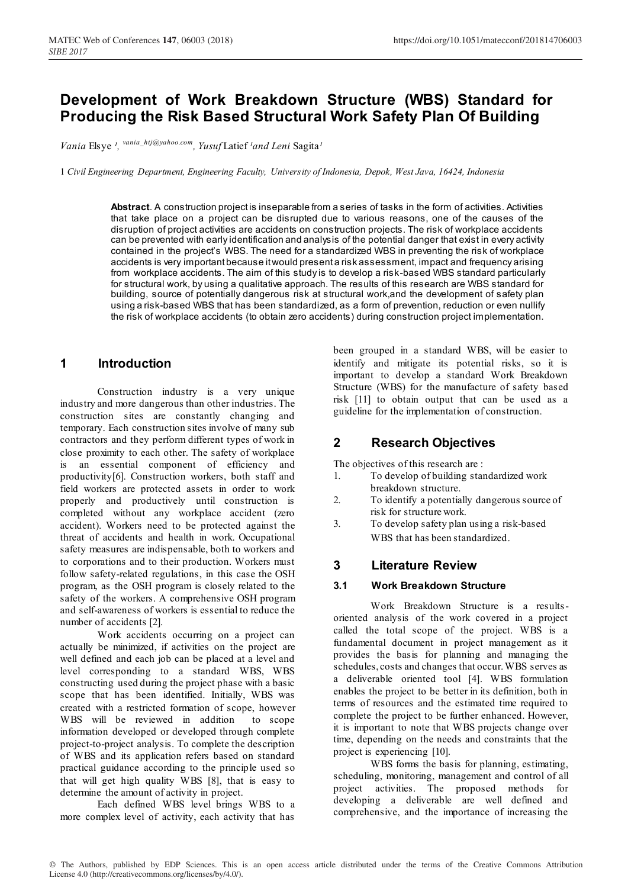# Development of Work Breakdown Structure (WBS) Standard for Producing the Risk Based Structural Work Safety Plan Of Building

*Vania* Elsye [1], [vania_htj@yahoo.com], *Yusuf* Latief [1] *and Leni* Sagita [1]

1 *Civil Engineering Department, Engineering Faculty, University of Indonesia, Depok, West Java, 16424, Indonesia*

**Abstract**. A construction project is inseparable from a series of tasks in the form of activities. Activities that take place on a project can be disrupted due to various reasons, one of the causes of the disruption of project activities are accidents on construction projects. The risk of workplace accidents can be prevented with early identification and analysis of the potential danger that exist in every activity contained in the project's WBS. The need for a standardized WBS in preventing the risk of workplace accidents is very important because it would present a risk assessment, impact and frequency arising from workplace accidents. The aim of this study is to develop a risk-based WBS standard particularly for structural work, by using a qualitative approach. The results of this research are WBS standard for building, source of potentially dangerous risk at structural work,and the development of safety plan using a risk-based WBS that has been standardized, as a form of prevention, reduction or even nullify the risk of workplace accidents (to obtain zero accidents) during construction project implementation.

## 1 Introduction

Construction industry is a very unique industry and more dangerous than other industries. The construction sites are constantly changing and temporary. Each construction sites involve of many sub contractors and they perform different types of work in close proximity to each other. The safety of workplace is an essential component of efficiency and productivity[6]. Construction workers, both staff and field workers are protected assets in order to work properly and productively until construction is completed without any workplace accident (zero accident). Workers need to be protected against the threat of accidents and health in work. Occupational safety measures are indispensable, both to workers and to corporations and to their production. Workers must follow safety-related regulations, in this case the OSH program, as the OSH program is closely related to the safety of the workers. A comprehensive OSH program and self-awareness of workers is essential to reduce the number of accidents [2].

Work accidents occurring on a project can actually be minimized, if activities on the project are well defined and each job can be placed at a level and level corresponding to a standard WBS, WBS constructing used during the project phase with a basic scope that has been identified. Initially, WBS was created with a restricted formation of scope, however WBS will be reviewed in addition to scope information developed or developed through complete project-to-project analysis. To complete the description of WBS and its application refers based on standard practical guidance according to the principle used so that will get high quality WBS [8], that is easy to determine the amount of activity in project.

Each defined WBS level brings WBS to a more complex level of activity, each activity that has been grouped in a standard WBS, will be easier to identify and mitigate its potential risks, so it is important to develop a standard Work Breakdown Structure (WBS) for the manufacture of safety based risk [11] to obtain output that can be used as a guideline for the implementation of construction.

## 2 Research Objectives

The objectives of this research are :

1. To develop of building standardized work breakdown structure.
2. To identify a potentially dangerous source of risk for structure work.
3. To develop safety plan using a risk-based WBS that has been standardized.

## 3 Literature Review

### 3.1 Work Breakdown Structure

Work Breakdown Structure is a results-oriented analysis of the work covered in a project called the total scope of the project. WBS is a fundamental document in project management as it provides the basis for planning and managing the schedules, costs and changes that occur. WBS serves as a deliverable oriented tool [4]. WBS formulation enables the project to be better in its definition, both in terms of resources and the estimated time required to complete the project to be further enhanced. However, it is important to note that WBS projects change over time, depending on the needs and constraints that the project is experiencing [10].

WBS forms the basis for planning, estimating, scheduling, monitoring, management and control of all project activities. The proposed methods for developing a deliverable are well defined and comprehensive, and the importance of increasing the

© The Authors, published by EDP Sciences. This is an open access article distributed under the terms of the Creative Commons Attribution License 4.0 (http://creativecommons.org/licenses/by/4.0/).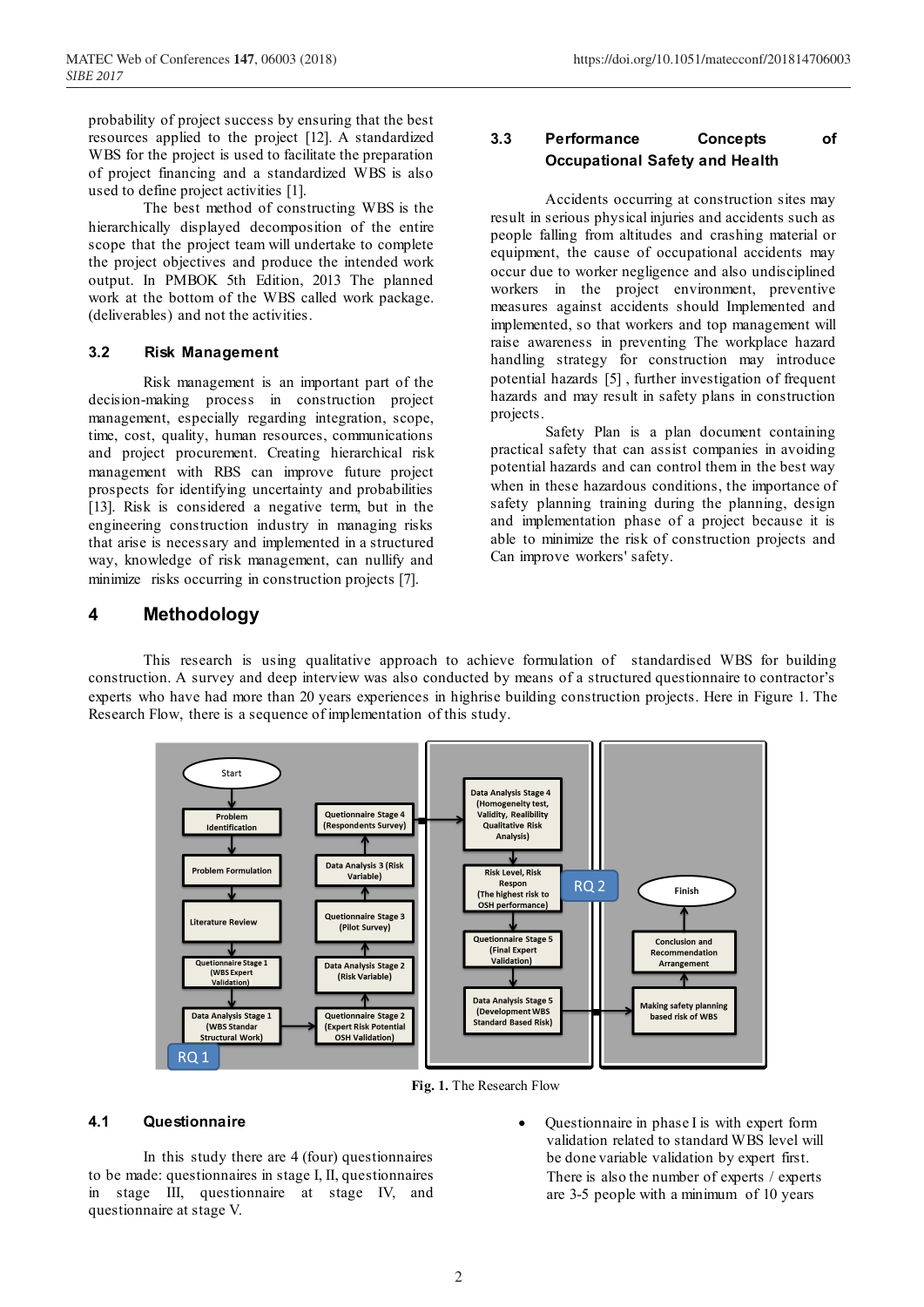probability of project success by ensuring that the best resources applied to the project [12]. A standardized WBS for the project is used to facilitate the preparation of project financing and a standardized WBS is also used to define project activities [1].

The best method of constructing WBS is the hierarchically displayed decomposition of the entire scope that the project team will undertake to complete the project objectives and produce the intended work output. In PMBOK 5th Edition, 2013 The planned work at the bottom of the WBS called work package. (deliverables) and not the activities.

### 3.2 Risk Management

Risk management is an important part of the decision-making process in construction project management, especially regarding integration, scope, time, cost, quality, human resources, communications and project procurement. Creating hierarchical risk management with RBS can improve future project prospects for identifying uncertainty and probabilities [13]. Risk is considered a negative term, but in the engineering construction industry in managing risks that arise is necessary and implemented in a structured way, knowledge of risk management, can nullify and minimize risks occurring in construction projects [7].

### 3.3 Performance Concepts of Occupational Safety and Health

Accidents occurring at construction sites may result in serious physical injuries and accidents such as people falling from altitudes and crashing material or equipment, the cause of occupational accidents may occur due to worker negligence and also undisciplined workers in the project environment, preventive measures against accidents should Implemented and implemented, so that workers and top management will raise awareness in preventing The workplace hazard handling strategy for construction may introduce potential hazards [5] , further investigation of frequent hazards and may result in safety plans in construction projects.

Safety Plan is a plan document containing practical safety that can assist companies in avoiding potential hazards and can control them in the best way when in these hazardous conditions, the importance of safety planning training during the planning, design and implementation phase of a project because it is able to minimize the risk of construction projects and Can improve workers' safety.

## 4 Methodology

This research is using qualitative approach to achieve formulation of standardised WBS for building construction. A survey and deep interview was also conducted by means of a structured questionnaire to contractor's experts who have had more than 20 years experiences in highrise building construction projects. Here in Figure 1. The Research Flow, there is a sequence of implementation of this study.

Start → Problem Identification → Problem Formulation → Literature Review → Questionnaire Stage 1 (WBS Expert Validation) → Data Analysis Stage 1 (WBS Standar Structural Work) [RQ 1] → Questionnaire Stage 2 (Expert Risk Potential OSH Validation) → Data Analysis Stage 2 (Risk Variable) → Questionnaire Stage 3 (Pilot Survey) → Data Analysis 3 (Risk Variable) → Questionnaire Stage 4 (Respondents Survey) → Data Analysis Stage 4 (Homogeneity test, Validity, Realibility Qualitative Risk Analysis) → Risk Level, Risk Respon (The highest risk to OSH performance) [RQ 2] → Questionnaire Stage 5 (Final Expert Validation) → Data Analysis Stage 5 (Development WBS Standard Based Risk) → Making safety planning based risk of WBS → Conclusion and Recommendation Arrangement → Finish

**Fig. 1.** The Research Flow

### 4.1 Questionnaire

In this study there are 4 (four) questionnaires to be made: questionnaires in stage I, II, questionnaires in stage III, questionnaire at stage IV, and questionnaire at stage V.

- Questionnaire in phase I is with expert form validation related to standard WBS level will be done variable validation by expert first. There is also the number of experts / experts are 3-5 people with a minimum of 10 years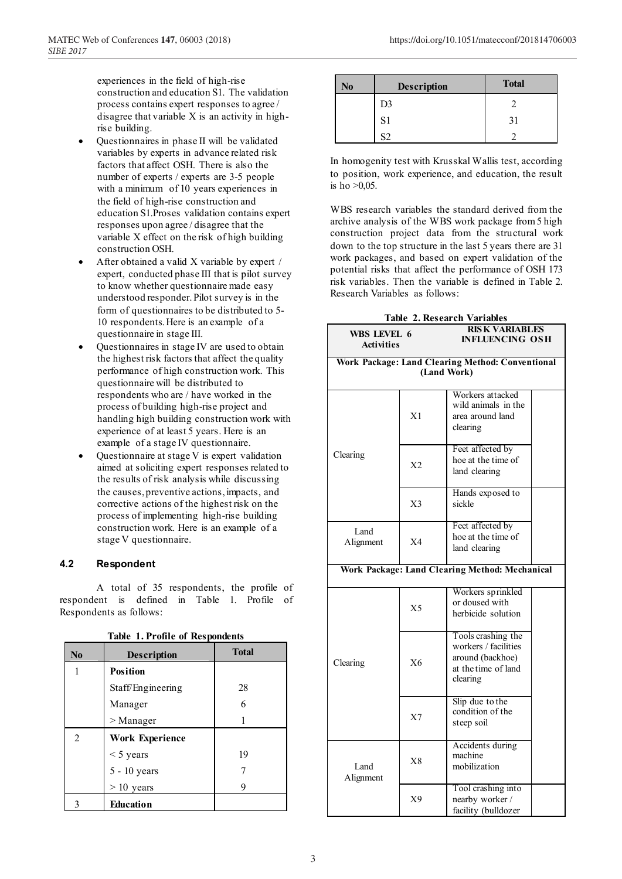experiences in the field of high-rise construction and education S1. The validation process contains expert responses to agree / disagree that variable X is an activity in high-rise building.

- Questionnaires in phase II will be validated variables by experts in advance related risk factors that affect OSH. There is also the number of experts / experts are 3-5 people with a minimum of 10 years experiences in the field of high-rise construction and education S1.Proses validation contains expert responses upon agree / disagree that the variable X effect on the risk of high building construction OSH.
- After obtained a valid X variable by expert / expert, conducted phase III that is pilot survey to know whether questionnaire made easy understood responder. Pilot survey is in the form of questionnaires to be distributed to 5-10 respondents. Here is an example of a questionnaire in stage III.
- Questionnaires in stage IV are used to obtain the highest risk factors that affect the quality performance of high construction work. This questionnaire will be distributed to respondents who are / have worked in the process of building high-rise project and handling high building construction work with experience of at least 5 years. Here is an example of a stage IV questionnaire.
- Questionnaire at stage V is expert validation aimed at soliciting expert responses related to the results of risk analysis while discussing the causes, preventive actions, impacts, and corrective actions of the highest risk on the process of implementing high-rise building construction work. Here is an example of a stage V questionnaire.

### 4.2 Respondent

A total of 35 respondents, the profile of respondent is defined in Table 1. Profile of Respondents as follows:

**Table 1. Profile of Respondents**

| No | Description | Total |
|---|---|---|
| 1 | **Position** | |
| | Staff/Engineering | 28 |
| | Manager | 6 |
| | > Manager | 1 |
| 2 | **Work Experience** | |
| | < 5 years | 19 |
| | 5 - 10 years | 7 |
| | > 10 years | 9 |
| 3 | **Education** | |
| | D3 | 2 |
| | S1 | 31 |
| | S2 | 2 |

In homogenity test with Krusskal Wallis test, according to position, work experience, and education, the result is ho >0,05.

WBS research variables the standard derived from the archive analysis of the WBS work package from 5 high construction project data from the structural work down to the top structure in the last 5 years there are 31 work packages, and based on expert validation of the potential risks that affect the performance of OSH 173 risk variables. Then the variable is defined in Table 2. Research Variables as follows:

**Table 2. Research Variables**

| WBS LEVEL 6 Activities | RISK VARIABLES INFLUENCING OSH | | |
|---|---|---|---|
| **Work Package: Land Clearing Method: Conventional (Land Work)** | | | |
| Clearing | X1 | Workers attacked wild animals in the area around land clearing | |
| | X2 | Feet affected by hoe at the time of land clearing | |
| | X3 | Hands exposed to sickle | |
| Land Alignment | X4 | Feet affected by hoe at the time of land clearing | |
| **Work Package: Land Clearing Method: Mechanical** | | | |
| Clearing | X5 | Workers sprinkled or doused with herbicide solution | |
| | X6 | Tools crashing the workers / facilities around (backhoe) at the time of land clearing | |
| | X7 | Slip due to the condition of the steep soil | |
| Land Alignment | X8 | Accidents during machine mobilization | |
| | X9 | Tool crashing into nearby worker / facility (bulldozer | |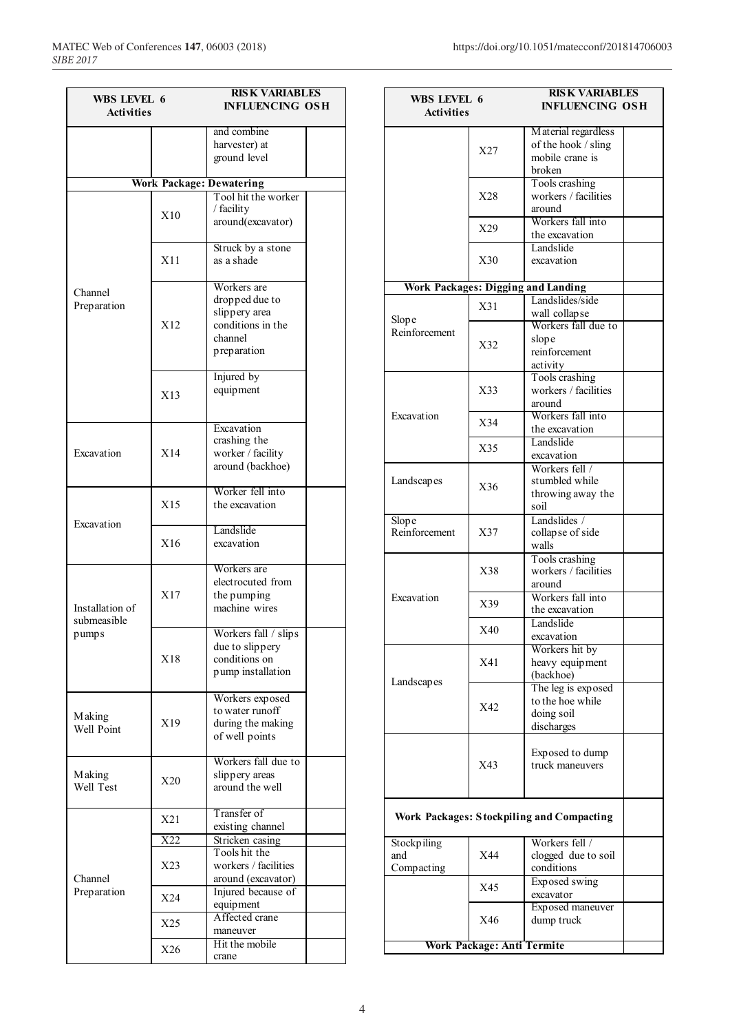| WBS LEVEL 6 Activities | | RISK VARIABLES INFLUENCING OSH | |
|---|---|---|---|
| | | and combine harvester) at ground level | |
| **Work Package: Dewatering** | | | |
| Channel Preparation | X10 | Tool hit the worker / facility around(excavator) | |
| | X11 | Struck by a stone as a shade | |
| | X12 | Workers are dropped due to slippery area conditions in the channel preparation | |
| | X13 | Injured by equipment | |
| Excavation | X14 | Excavation crashing the worker / facility around (backhoe) | |
| Excavation | X15 | Worker fell into the excavation | |
| | X16 | Landslide excavation | |
| Installation of submeasible pumps | X17 | Workers are electrocuted from the pumping machine wires | |
| | X18 | Workers fall / slips due to slippery conditions on pump installation | |
| Making Well Point | X19 | Workers exposed to water runoff during the making of well points | |
| Making Well Test | X20 | Workers fall due to slippery areas around the well | |
| Channel Preparation | X21 | Transfer of existing channel | |
| | X22 | Stricken casing | |
| | X23 | Tools hit the workers / facilities around (excavator) | |
| | X24 | Injured because of equipment | |
| | X25 | Affected crane maneuver | |
| | X26 | Hit the mobile crane | |
| | X27 | Material regardless of the hook / sling mobile crane is broken | |
| | X28 | Tools crashing workers / facilities around | |
| | X29 | Workers fall into the excavation | |
| | X30 | Landslide excavation | |
| **Work Packages: Digging and Landing** | | | |
| Slope Reinforcement | X31 | Landslides/side wall collapse | |
| | X32 | Workers fall due to slope reinforcement activity | |
| Excavation | X33 | Tools crashing workers / facilities around | |
| | X34 | Workers fall into the excavation | |
| | X35 | Landslide excavation | |
| Landscapes | X36 | Workers fell / stumbled while throwing away the soil | |
| Slope Reinforcement | X37 | Landslides / collapse of side walls | |
| Excavation | X38 | Tools crashing workers / facilities around | |
| | X39 | Workers fall into the excavation | |
| | X40 | Landslide excavation | |
| Landscapes | X41 | Workers hit by heavy equipment (backhoe) | |
| | X42 | The leg is exposed to the hoe while doing soil discharges | |
| | X43 | Exposed to dump truck maneuvers | |
| **Work Packages: Stockpiling and Compacting** | | | |
| Stockpiling and Compacting | X44 | Workers fell / clogged due to soil conditions | |
| | X45 | Exposed swing excavator | |
| | X46 | Exposed maneuver dump truck | |
| **Work Package: Anti Termite** | | | |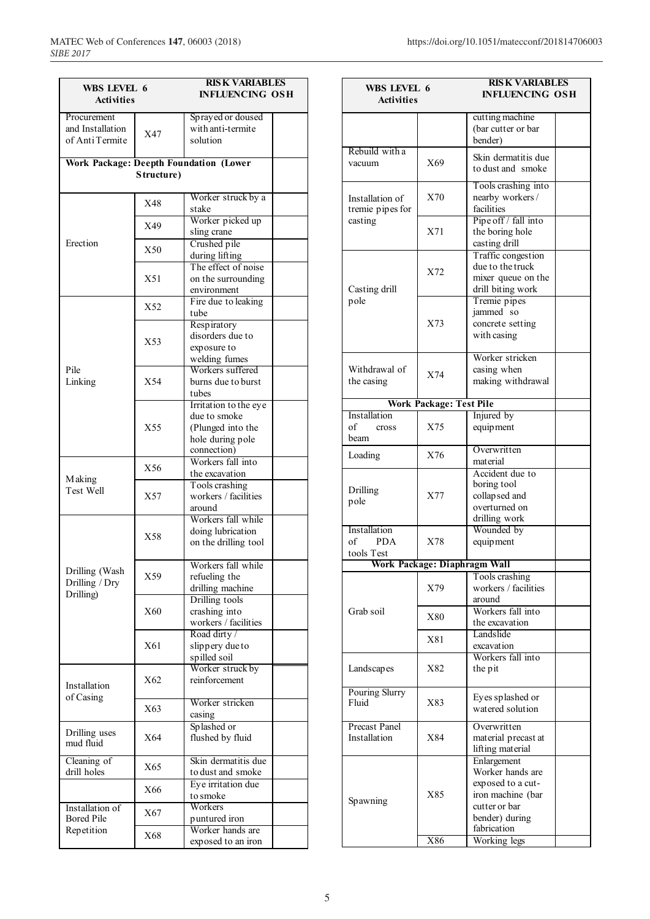| WBS LEVEL 6 Activities | | RISK VARIABLES INFLUENCING OSH | |
|---|---|---|---|
| Procurement and Installation of Anti Termite | X47 | Sprayed or doused with anti-termite solution | |
| **Work Package: Deepth Foundation (Lower Structure)** | | | |
| Erection | X48 | Worker struck by a stake | |
| | X49 | Worker picked up sling crane | |
| | X50 | Crushed pile during lifting | |
| | X51 | The effect of noise on the surrounding environment | |
| Pile Linking | X52 | Fire due to leaking tube | |
| | X53 | Respiratory disorders due to exposure to welding fumes | |
| | X54 | Workers suffered burns due to burst tubes | |
| | X55 | Irritation to the eye due to smoke (Plunged into the hole during pole connection) | |
| Making Test Well | X56 | Workers fall into the excavation | |
| | X57 | Tools crashing workers / facilities around | |
| Drilling (Wash Drilling / Dry Drilling) | X58 | Workers fall while doing lubrication on the drilling tool | |
| | X59 | Workers fall while refueling the drilling machine | |
| | X60 | Drilling tools crashing into workers / facilities | |
| | X61 | Road dirty / slippery due to spilled soil | |
| Installation of Casing | X62 | Worker struck by reinforcement | |
| | X63 | Worker stricken casing | |
| Drilling uses mud fluid | X64 | Splashed or flushed by fluid | |
| Cleaning of drill holes | X65 | Skin dermatitis due to dust and smoke | |
| | X66 | Eye irritation due to smoke | |
| Installation of Bored Pile Repetition | X67 | Workers puntured iron | |
| | X68 | Worker hands are exposed to an iron cutting machine (bar cutter or bar bender) | |
| Rebuild with a vacuum | X69 | Skin dermatitis due to dust and smoke | |
| Installation of tremie pipes for casting | X70 | Tools crashing into nearby workers / facilities | |
| | X71 | Pipe off / fall into the boring hole casting drill | |
| Casting drill pole | X72 | Traffic congestion due to the truck mixer queue on the drill biting work | |
| | X73 | Tremie pipes jammed so concrete setting with casing | |
| Withdrawal of the casing | X74 | Worker stricken casing when making withdrawal | |
| **Work Package: Test Pile** | | | |
| Installation of cross beam | X75 | Injured by equipment | |
| Loading | X76 | Overwritten material | |
| Drilling pole | X77 | Accident due to boring tool collapsed and overturned on drilling work | |
| Installation of PDA tools Test | X78 | Wounded by equipment | |
| **Work Package: Diaphragm Wall** | | | |
| Grab soil | X79 | Tools crashing workers / facilities around | |
| | X80 | Workers fall into the excavation | |
| | X81 | Landslide excavation | |
| Landscapes | X82 | Workers fall into the pit | |
| Pouring Slurry Fluid | X83 | Eyes splashed or watered solution | |
| Precast Panel Installation | X84 | Overwritten material precast at lifting material | |
| Spawning | X85 | Enlargement Worker hands are exposed to a cut-iron machine (bar cutter or bar bender) during fabrication | |
| | X86 | Working legs | |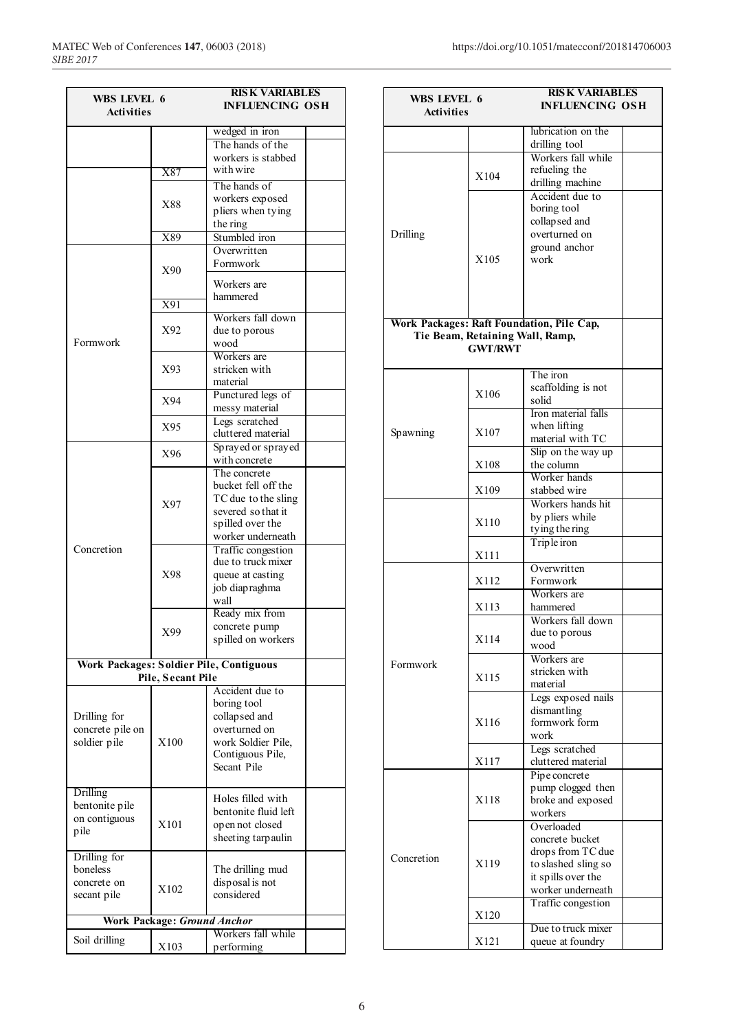| WBS LEVEL 6 Activities | | RISK VARIABLES INFLUENCING OSH | |
|---|---|---|---|
| | | wedged in iron | |
| | X87 | The hands of the workers is stabbed with wire | |
| | X88 | The hands of workers exposed pliers when tying the ring | |
| | X89 | Stumbled iron | |
| Formwork | X90 | Overwritten Formwork | |
| | X91 | Workers are hammered | |
| | X92 | Workers fall down due to porous wood | |
| | X93 | Workers are stricken with material | |
| | X94 | Punctured legs of messy material | |
| | X95 | Legs scratched cluttered material | |
| Concretion | X96 | Sprayed or sprayed with concrete | |
| | X97 | The concrete bucket fell off the TC due to the sling severed so that it spilled over the worker underneath | |
| | X98 | Traffic congestion due to truck mixer queue at casting job diapraghma wall | |
| | X99 | Ready mix from concrete pump spilled on workers | |
| **Work Packages: Soldier Pile, Contiguous Pile, Secant Pile** | | | |
| Drilling for concrete pile on soldier pile | X100 | Accident due to boring tool collapsed and overturned on work Soldier Pile, Contiguous Pile, Secant Pile | |
| Drilling bentonite pile on contiguous pile | X101 | Holes filled with bentonite fluid left open not closed sheeting tarpaulin | |
| Drilling for boneless concrete on secant pile | X102 | The drilling mud disposal is not considered | |
| **Work Package: *Ground Anchor*** | | | |
| Soil drilling | X103 | Workers fall while performing lubrication on the drilling tool | |
| | X104 | Workers fall while refueling the drilling machine | |
| Drilling | X105 | Accident due to boring tool collapsed and overturned on ground anchor work | |
| **Work Packages: Raft Foundation, Pile Cap, Tie Beam, Retaining Wall, Ramp, GWT/RWT** | | | |
| Spawning | X106 | The iron scaffolding is not solid | |
| | X107 | Iron material falls when lifting material with TC | |
| | X108 | Slip on the way up the column | |
| | X109 | Worker hands stabbed wire | |
| | X110 | Workers hands hit by pliers while tying the ring | |
| | X111 | Triple iron | |
| Formwork | X112 | Overwritten Formwork | |
| | X113 | Workers are hammered | |
| | X114 | Workers fall down due to porous wood | |
| | X115 | Workers are stricken with material | |
| | X116 | Legs exposed nails dismantling formwork form work | |
| | X117 | Legs scratched cluttered material | |
| Concretion | X118 | Pipe concrete pump clogged then broke and exposed workers | |
| | X119 | Overloaded concrete bucket drops from TC due to slashed sling so it spills over the worker underneath | |
| | X120 | Traffic congestion | |
| | X121 | Due to truck mixer queue at foundry | |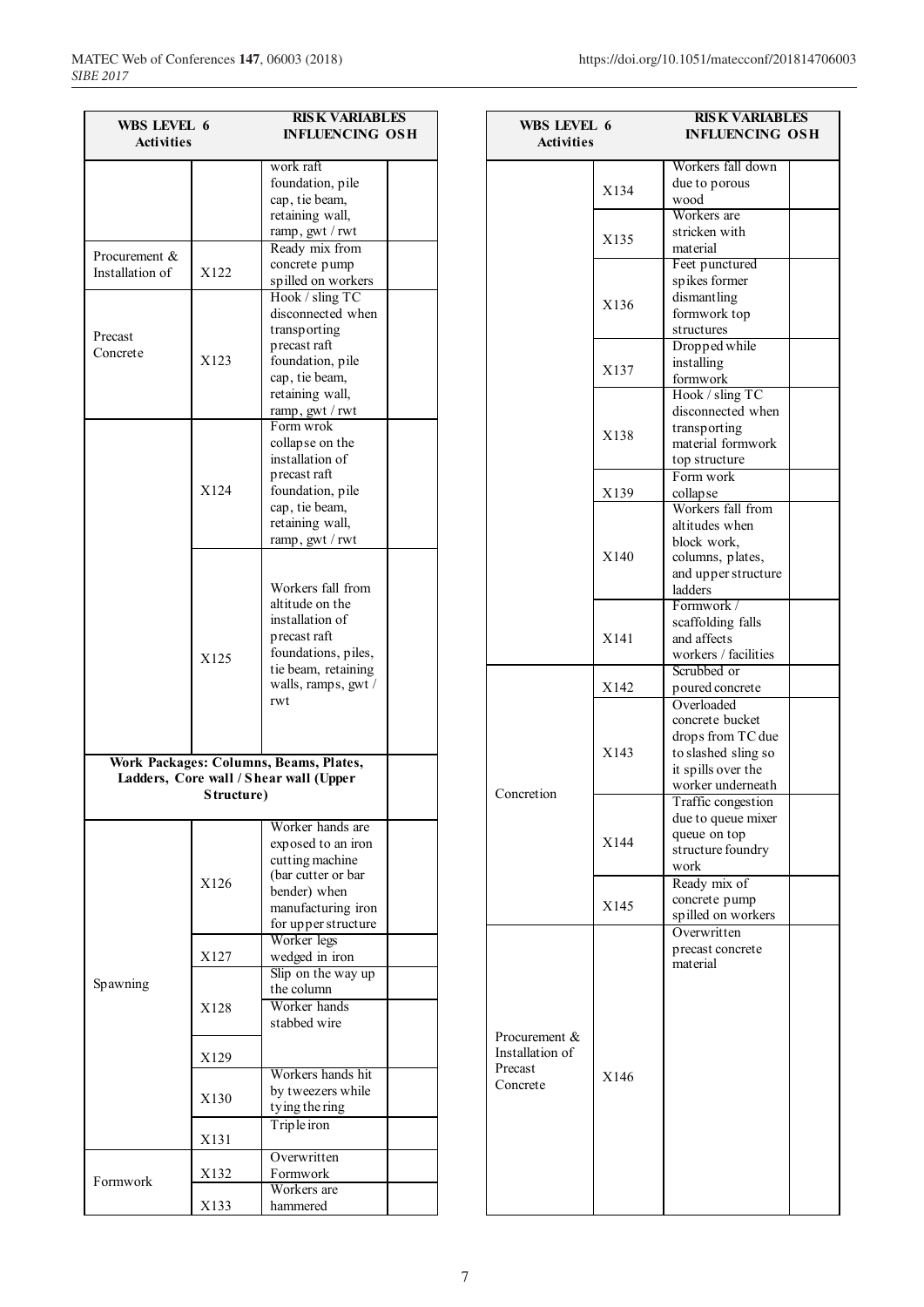| WBS LEVEL 6 Activities | | RISK VARIABLES INFLUENCING OSH | |
|---|---|---|---|
| | | work raft foundation, pile cap, tie beam, retaining wall, ramp, gwt / rwt | |
| Procurement & Installation of | X122 | Ready mix from concrete pump spilled on workers | |
| Precast Concrete | X123 | Hook / sling TC disconnected when transporting precast raft foundation, pile cap, tie beam, retaining wall, ramp, gwt / rwt | |
| | X124 | Form wrok collapse on the installation of precast raft foundation, pile cap, tie beam, retaining wall, ramp, gwt / rwt | |
| | X125 | Workers fall from altitude on the installation of precast raft foundations, piles, tie beam, retaining walls, ramps, gwt / rwt | |
| **Work Packages: Columns, Beams, Plates, Ladders, Core wall / Shear wall (Upper Structure)** | | | |
| Spawning | X126 | Worker hands are exposed to an iron cutting machine (bar cutter or bar bender) when manufacturing iron for upper structure | |
| | X127 | Worker legs wedged in iron | |
| | X128 | Slip on the way up the column | |
| | | Worker hands stabbed wire | |
| | X129 | | |
| | X130 | Workers hands hit by tweezers while tying the ring | |
| | X131 | Triple iron | |
| Formwork | X132 | Overwritten Formwork | |
| | X133 | Workers are hammered | |

| WBS LEVEL 6 Activities | | RISK VARIABLES INFLUENCING OSH | |
|---|---|---|---|
| | X134 | Workers fall down due to porous wood | |
| | X135 | Workers are stricken with material | |
| | X136 | Feet punctured spikes former dismantling formwork top structures | |
| | X137 | Dropped while installing formwork | |
| | X138 | Hook / sling TC disconnected when transporting material formwork top structure | |
| | X139 | Form work collapse | |
| | X140 | Workers fall from altitudes when block work, columns, plates, and upper structure ladders | |
| | X141 | Formwork / scaffolding falls and affects workers / facilities | |
| Concretion | X142 | Scrubbed or poured concrete | |
| | X143 | Overloaded concrete bucket drops from TC due to slashed sling so it spills over the worker underneath | |
| | X144 | Traffic congestion due to queue mixer queue on top structure foundry work | |
| | X145 | Ready mix of concrete pump spilled on workers | |
| Procurement & Installation of Precast Concrete | X146 | Overwritten precast concrete material | |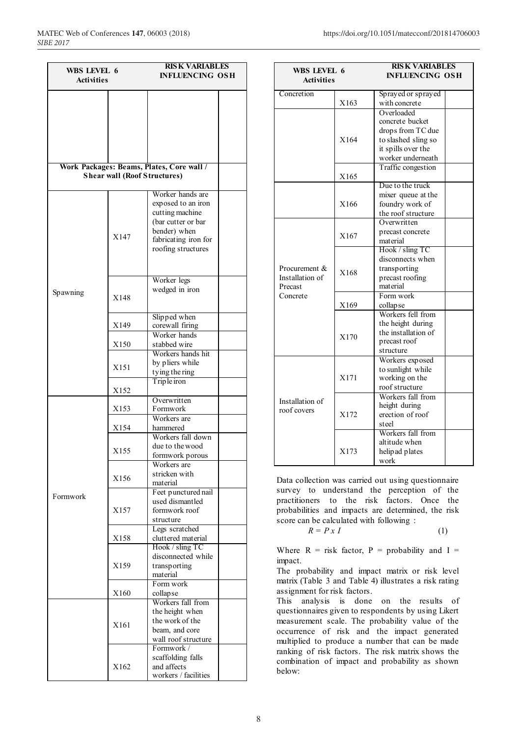| WBS LEVEL 6 Activities | | RISK VARIABLES INFLUENCING OSH | |
|---|---|---|---|
| | | | |
| Work Packages: Beams, Plates, Core wall / Shear wall (Roof Structures) | | | |
| Spawning | X147 | Worker hands are exposed to an iron cutting machine (bar cutter or bar bender) when fabricating iron for roofing structures | |
| | X148 | Worker legs wedged in iron | |
| | X149 | Slipped when corewall firing | |
| | X150 | Worker hands stabbed wire | |
| | X151 | Workers hands hit by pliers while tying the ring | |
| | X152 | Triple iron | |
| Formwork | X153 | Overwritten Formwork | |
| | X154 | Workers are hammered | |
| | X155 | Workers fall down due to the wood formwork porous | |
| | X156 | Workers are stricken with material | |
| | X157 | Feet punctured nail used dismantled formwork roof structure | |
| | X158 | Legs scratched cluttered material | |
| | X159 | Hook / sling TC disconnected while transporting material | |
| | X160 | Form work collapse | |
| | X161 | Workers fall from the height when the work of the beam, and core wall roof structure | |
| | X162 | Formwork / scaffolding falls and affects workers / facilities | |

| WBS LEVEL 6 Activities | | RISK VARIABLES INFLUENCING OSH | |
|---|---|---|---|
| Concretion | X163 | Sprayed or sprayed with concrete | |
| | X164 | Overloaded concrete bucket drops from TC due to slashed sling so it spills over the worker underneath | |
| | X165 | Traffic congestion | |
| | X166 | Due to the truck mixer queue at the foundry work of the roof structure | |
| Procurement & Installation of Precast Concrete | X167 | Overwritten precast concrete material | |
| | X168 | Hook / sling TC disconnects when transporting precast roofing material | |
| | X169 | Form work collapse | |
| | X170 | Workers fell from the height during the installation of precast roof structure | |
| Installation of roof covers | X171 | Workers exposed to sunlight while working on the roof structure | |
| | X172 | Workers fall from height during erection of roof steel | |
| | X173 | Workers fall from altitude when helipad plates work | |

Data collection was carried out using questionnaire survey to understand the perception of the practitioners to the risk factors. Once the probabilities and impacts are determined, the risk score can be calculated with following :

$$R = P \times I \quad (1)$$

Where R = risk factor, P = probability and I = impact.

The probability and impact matrix or risk level matrix (Table 3 and Table 4) illustrates a risk rating assignment for risk factors.

This analysis is done on the results of questionnaires given to respondents by using Likert measurement scale. The probability value of the occurrence of risk and the impact generated multiplied to produce a number that can be made ranking of risk factors. The risk matrix shows the combination of impact and probability as shown below: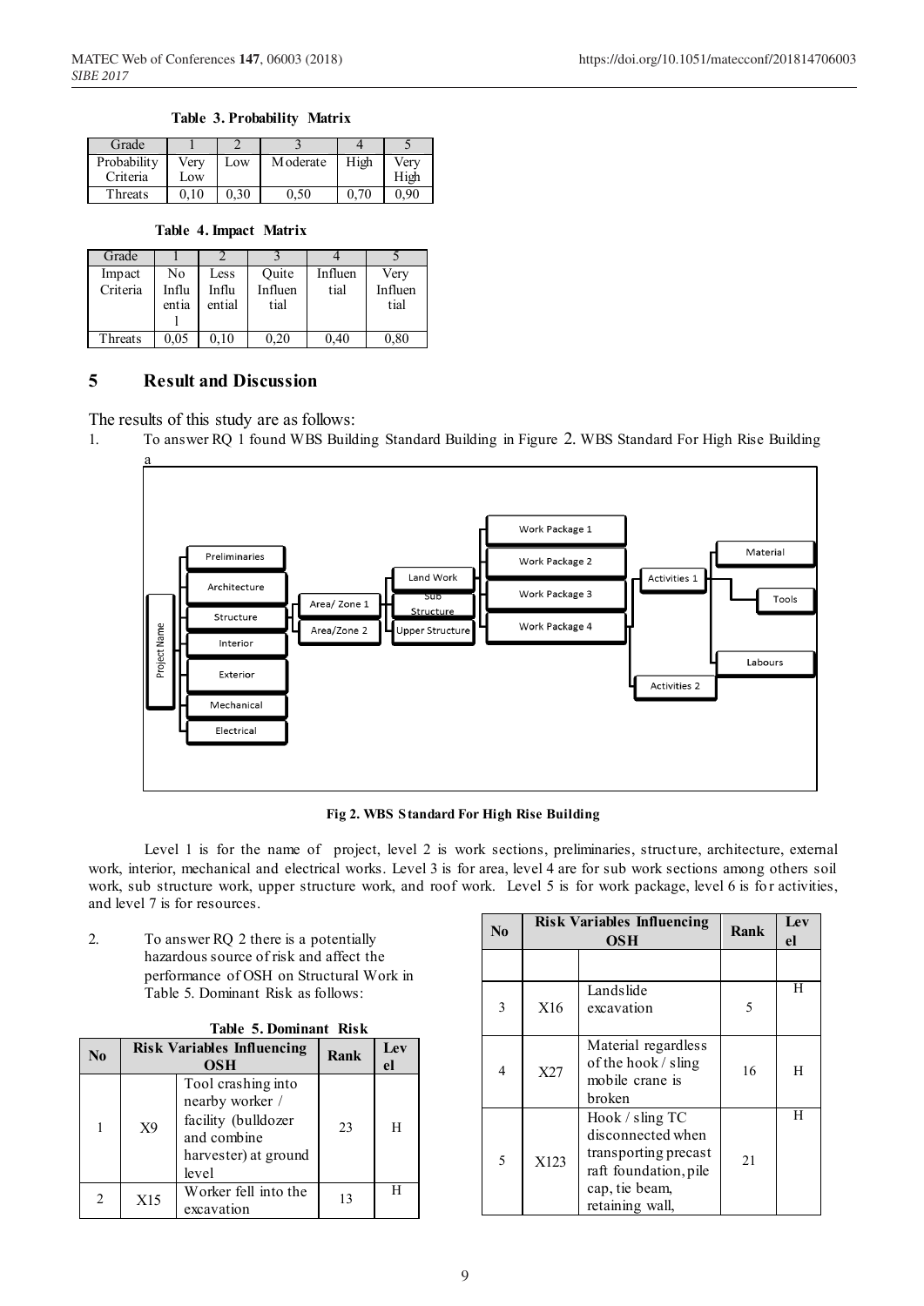**Table 3. Probability Matrix**

| Grade | 1 | 2 | 3 | 4 | 5 |
|---|---|---|---|---|---|
| Probability Criteria | Very Low | Low | Moderate | High | Very High |
| Threats | 0,10 | 0,30 | 0,50 | 0,70 | 0,90 |

**Table 4. Impact Matrix**

| Grade | 1 | 2 | 3 | 4 | 5 |
|---|---|---|---|---|---|
| Impact Criteria | No Influential | Less Influential | Quite Influential | Influential | Very Influential |
| Threats | 0,05 | 0,10 | 0,20 | 0,40 | 0,80 |

## 5 Result and Discussion

The results of this study are as follows:

1. To answer RQ 1 found WBS Building Standard Building in Figure 2. WBS Standard For High Rise Building a

**Fig 2. WBS Standard For High Rise Building**

Level 1 is for the name of project, level 2 is work sections, preliminaries, structure, architecture, external work, interior, mechanical and electrical works. Level 3 is for area, level 4 are for sub work sections among others soil work, sub structure work, upper structure work, and roof work. Level 5 is for work package, level 6 is for activities, and level 7 is for resources.

2. To answer RQ 2 there is a potentially hazardous source of risk and affect the performance of OSH on Structural Work in Table 5. Dominant Risk as follows:

**Table 5. Dominant Risk**

| No | Risk Variables Influencing OSH | | Rank | Level |
|---|---|---|---|---|
| 1 | X9 | Tool crashing into nearby worker / facility (bulldozer and combine harvester) at ground level | 23 | H |
| 2 | X15 | Worker fell into the excavation | 13 | H |
| 3 | X16 | Landslide excavation | 5 | H |
| 4 | X27 | Material regardless of the hook / sling mobile crane is broken | 16 | H |
| 5 | X123 | Hook / sling TC disconnected when transporting precast raft foundation, pile cap, tie beam, retaining wall, | 21 | H |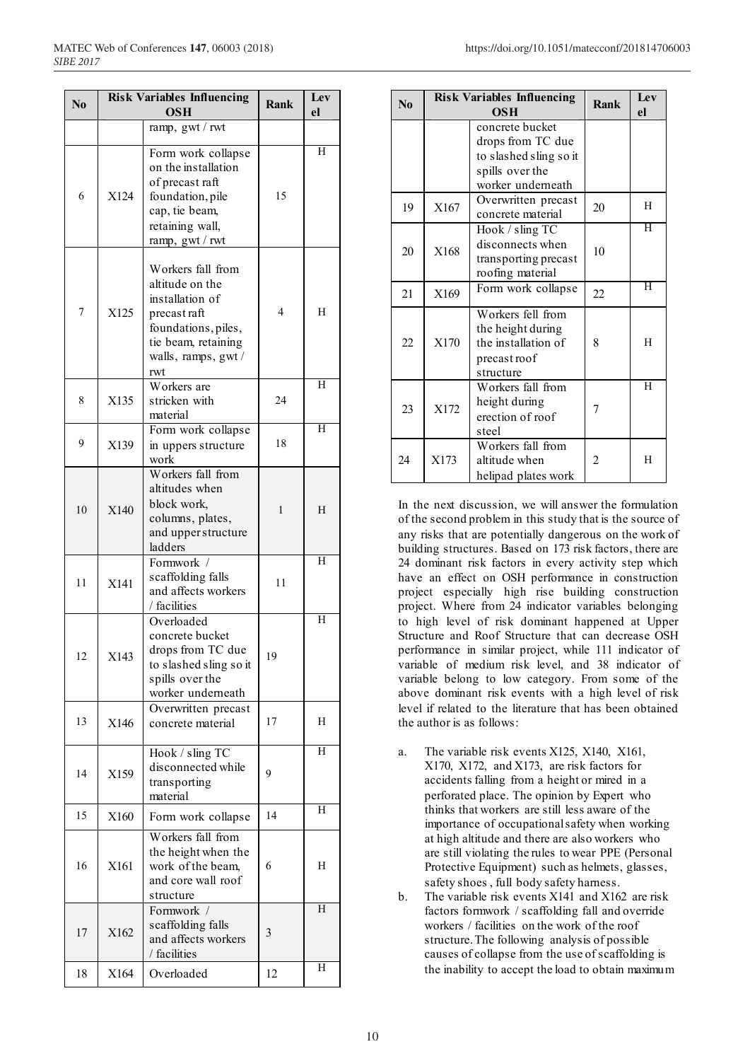| No | Risk Variables Influencing OSH | | Rank | Level |
|---|---|---|---|---|
| | | ramp, gwt / rwt | | |
| 6 | X124 | Form work collapse on the installation of precast raft foundation, pile cap, tie beam, retaining wall, ramp, gwt / rwt | 15 | H |
| 7 | X125 | Workers fall from altitude on the installation of precast raft foundations, piles, tie beam, retaining walls, ramps, gwt / rwt | 4 | H |
| 8 | X135 | Workers are stricken with material | 24 | H |
| 9 | X139 | Form work collapse in uppers structure work | 18 | H |
| 10 | X140 | Workers fall from altitudes when block work, columns, plates, and upper structure ladders | 1 | H |
| 11 | X141 | Formwork / scaffolding falls and affects workers / facilities | 11 | H |
| 12 | X143 | Overloaded concrete bucket drops from TC due to slashed sling so it spills over the worker underneath | 19 | H |
| 13 | X146 | Overwritten precast concrete material | 17 | H |
| 14 | X159 | Hook / sling TC disconnected while transporting material | 9 | H |
| 15 | X160 | Form work collapse | 14 | H |
| 16 | X161 | Workers fall from the height when the work of the beam, and core wall roof structure | 6 | H |
| 17 | X162 | Formwork / scaffolding falls and affects workers / facilities | 3 | H |
| 18 | X164 | Overloaded concrete bucket drops from TC due to slashed sling so it spills over the worker underneath | 12 | H |
| 19 | X167 | Overwritten precast concrete material | 20 | H |
| 20 | X168 | Hook / sling TC disconnects when transporting precast roofing material | 10 | H |
| 21 | X169 | Form work collapse | 22 | H |
| 22 | X170 | Workers fell from the height during the installation of precast roof structure | 8 | H |
| 23 | X172 | Workers fall from height during erection of roof steel | 7 | H |
| 24 | X173 | Workers fall from altitude when helipad plates work | 2 | H |

In the next discussion, we will answer the formulation of the second problem in this study that is the source of any risks that are potentially dangerous on the work of building structures. Based on 173 risk factors, there are 24 dominant risk factors in every activity step which have an effect on OSH performance in construction project especially high rise building construction project. Where from 24 indicator variables belonging to high level of risk dominant happened at Upper Structure and Roof Structure that can decrease OSH performance in similar project, while 111 indicator of variable of medium risk level, and 38 indicator of variable belong to low category. From some of the above dominant risk events with a high level of risk level if related to the literature that has been obtained the author is as follows:

a. The variable risk events X125, X140, X161, X170, X172, and X173, are risk factors for accidents falling from a height or mired in a perforated place. The opinion by Expert who thinks that workers are still less aware of the importance of occupational safety when working at high altitude and there are also workers who are still violating the rules to wear PPE (Personal Protective Equipment) such as helmets, glasses, safety shoes , full body safety harness.
b. The variable risk events X141 and X162 are risk factors formwork / scaffolding fall and override workers / facilities on the work of the roof structure. The following analysis of possible causes of collapse from the use of scaffolding is the inability to accept the load to obtain maximum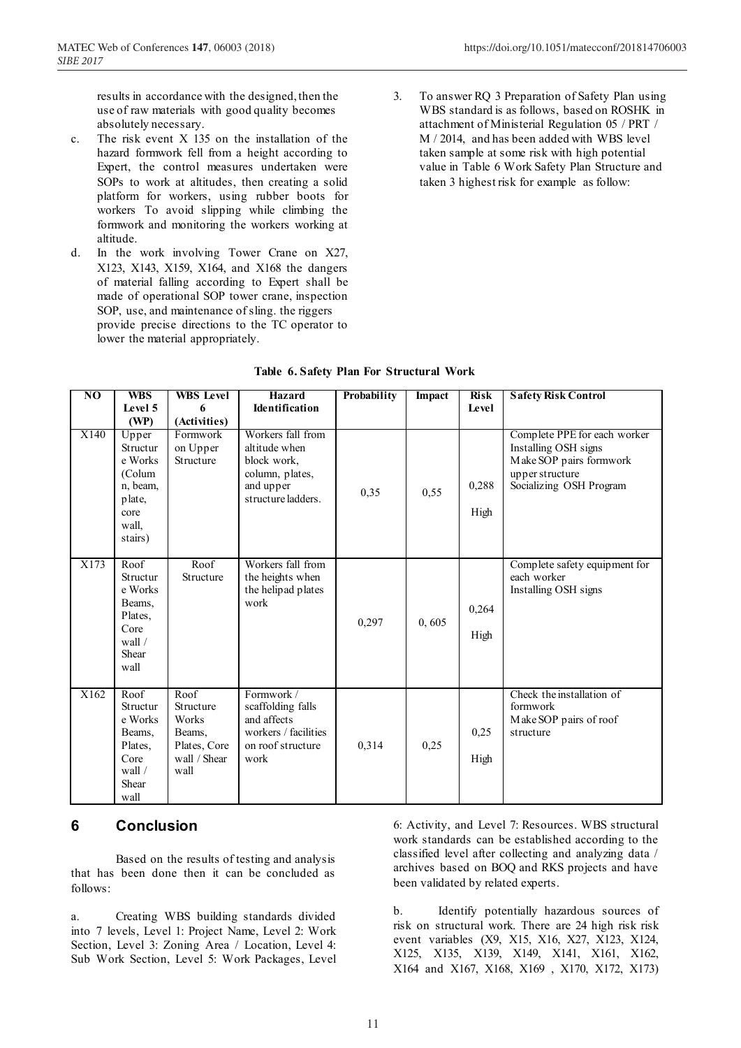results in accordance with the designed, then the use of raw materials with good quality becomes absolutely necessary.

c. The risk event X 135 on the installation of the hazard formwork fell from a height according to Expert, the control measures undertaken were SOPs to work at altitudes, then creating a solid platform for workers, using rubber boots for workers To avoid slipping while climbing the formwork and monitoring the workers working at altitude.

d. In the work involving Tower Crane on X27, X123, X143, X159, X164, and X168 the dangers of material falling according to Expert shall be made of operational SOP tower crane, inspection SOP, use, and maintenance of sling. the riggers provide precise directions to the TC operator to lower the material appropriately.

3. To answer RQ 3 Preparation of Safety Plan using WBS standard is as follows, based on ROSHK in attachment of Ministerial Regulation 05 / PRT / M / 2014, and has been added with WBS level taken sample at some risk with high potential value in Table 6 Work Safety Plan Structure and taken 3 highest risk for example as follow:

**Table 6. Safety Plan For Structural Work**

| NO | WBS Level 5 (WP) | WBS Level 6 (Activities) | Hazard Identification | Probability | Impact | Risk Level | Safety Risk Control |
|---|---|---|---|---|---|---|---|
| X140 | Upper Structure Works (Column, beam, plate, core wall, stairs) | Formwork on Upper Structure | Workers fall from altitude when block work, column, plates, and upper structure ladders. | 0,35 | 0,55 | 0,288 High | Complete PPE for each worker<br>Installing OSH signs<br>Make SOP pairs formwork upper structure<br>Socializing OSH Program |
| X173 | Roof Structure Works Beams, Plates, Core wall / Shear wall | Roof Structure | Workers fall from the heights when the helipad plates work | 0,297 | 0, 605 | 0,264 High | Complete safety equipment for each worker<br>Installing OSH signs |
| X162 | Roof Structure Works Beams, Plates, Core wall / Shear wall | Roof Structure Works Beams, Plates, Core wall / Shear wall | Formwork / scaffolding falls and affects workers / facilities on roof structure work | 0,314 | 0,25 | 0,25 High | Check the installation of formwork<br>Make SOP pairs of roof structure |

## 6 Conclusion

Based on the results of testing and analysis that has been done then it can be concluded as follows:

a. Creating WBS building standards divided into 7 levels, Level 1: Project Name, Level 2: Work Section, Level 3: Zoning Area / Location, Level 4: Sub Work Section, Level 5: Work Packages, Level 6: Activity, and Level 7: Resources. WBS structural work standards can be established according to the classified level after collecting and analyzing data / archives based on BOQ and RKS projects and have been validated by related experts.

b. Identify potentially hazardous sources of risk on structural work. There are 24 high risk risk event variables (X9, X15, X16, X27, X123, X124, X125, X135, X139, X149, X141, X161, X162, X164 and X167, X168, X169 , X170, X172, X173)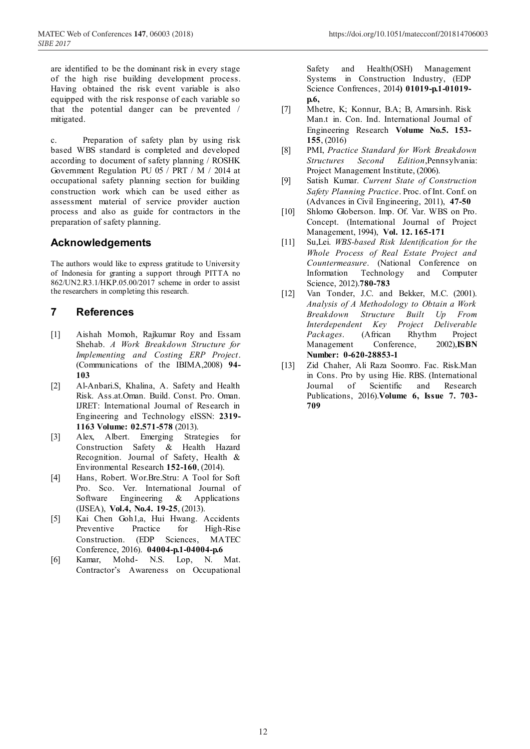are identified to be the dominant risk in every stage of the high rise building development process. Having obtained the risk event variable is also equipped with the risk response of each variable so that the potential danger can be prevented / mitigated.

c. Preparation of safety plan by using risk based WBS standard is completed and developed according to document of safety planning / ROSHK Government Regulation PU 05 / PRT / M / 2014 at occupational safety planning section for building construction work which can be used either as assessment material of service provider auction process and also as guide for contractors in the preparation of safety planning.

## Acknowledgements

The authors would like to express gratitude to University of Indonesia for granting a support through PITTA no 862/UN2.R3.1/HKP.05.00/2017 scheme in order to assist the researchers in completing this research.

## 7 References

[1] Aishah Momoh, Rajkumar Roy and Essam Shehab. *A Work Breakdown Structure for Implementing and Costing ERP Project*. (Communications of the IBIMA,2008) **94-103**

[2] Al-Anbari.S, Khalina, A. Safety and Health Risk. Ass.at.Oman. Build. Const. Pro. Oman. IJRET: International Journal of Research in Engineering and Technology eISSN: **2319-1163 Volume: 02.571-578** (2013).

[3] Alex, Albert. Emerging Strategies for Construction Safety & Health Hazard Recognition. Journal of Safety, Health & Environmental Research **152-160**, (2014).

[4] Hans, Robert. Wor.Bre.Stru: A Tool for Soft Pro. Sco. Ver. International Journal of Software Engineering & Applications (IJSEA), **Vol.4, No.4. 19-25**, (2013).

[5] Kai Chen Goh1,a, Hui Hwang. Accidents Preventive Practice for High-Rise Construction. (EDP Sciences, MATEC Conference, 2016). **04004-p.1-04004-p.6**

[6] Kamar, Mohd- N.S. Lop, N. Mat. Contractor's Awareness on Occupational Safety and Health(OSH) Management Systems in Construction Industry, (EDP Science Confrences, 2014**) 01019-p.1-01019-p.6,**

[7] Mhetre, K; Konnur, B.A; B, Amarsinh. Risk Man.t in. Con. Ind. International Journal of Engineering Research **Volume No.5. 153-155**, (2016)

[8] PMI, *Practice Standard for Work Breakdown Structures Second Edition*,Pennsylvania: Project Management Institute, (2006).

[9] Satish Kumar. *Current State of Construction Safety Planning Practice*. Proc. of Int. Conf. on (Advances in Civil Engineering, 2011), **47-50**

[10] Shlomo Globerson. Imp. Of. Var. WBS on Pro. Concept. (International Journal of Project Management, 1994), **Vol. 12. 165-171**

[11] Su,Lei. *WBS-based Risk Identification for the Whole Process of Real Estate Project and Countermeasure*. (National Conference on Information Technology and Computer Science, 2012).**780-783**

[12] Van Tonder, J.C. and Bekker, M.C. (2001). *Analysis of A Methodology to Obtain a Work Breakdown Structure Built Up From Interdependent Key Project Deliverable Packages*. (African Rhythm Project Management Conference, 2002),**ISBN Number: 0-620-28853-1**

[13] Zid Chaher, Ali Raza Soomro. Fac. Risk.Man in Cons. Pro by using Hie. RBS. (International Journal of Scientific and Research Publications, 2016).**Volume 6, Issue 7. 703-709**